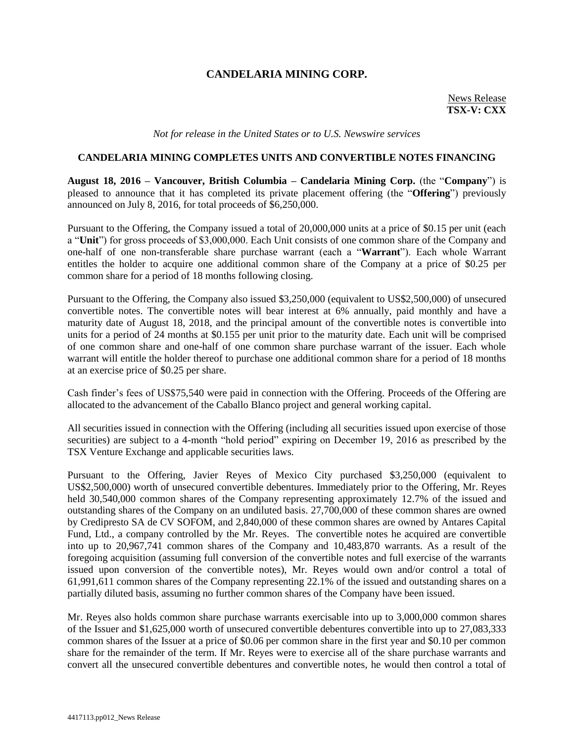# CANDELARIA MINING CORP.

News Release
**TSX-V: CXX**

*Not for release in the United States or to U.S. Newswire services*

## CANDELARIA MINING COMPLETES UNITS AND CONVERTIBLE NOTES FINANCING

**August 18, 2016 – Vancouver, British Columbia – Candelaria Mining Corp.** (the "**Company**") is pleased to announce that it has completed its private placement offering (the "**Offering**") previously announced on July 8, 2016, for total proceeds of $6,250,000.

Pursuant to the Offering, the Company issued a total of 20,000,000 units at a price of $0.15 per unit (each a "**Unit**") for gross proceeds of $3,000,000. Each Unit consists of one common share of the Company and one-half of one non-transferable share purchase warrant (each a "**Warrant**"). Each whole Warrant entitles the holder to acquire one additional common share of the Company at a price of $0.25 per common share for a period of 18 months following closing.

Pursuant to the Offering, the Company also issued $3,250,000 (equivalent to US$2,500,000) of unsecured convertible notes. The convertible notes will bear interest at 6% annually, paid monthly and have a maturity date of August 18, 2018, and the principal amount of the convertible notes is convertible into units for a period of 24 months at $0.155 per unit prior to the maturity date. Each unit will be comprised of one common share and one-half of one common share purchase warrant of the issuer. Each whole warrant will entitle the holder thereof to purchase one additional common share for a period of 18 months at an exercise price of $0.25 per share.

Cash finder's fees of US$75,540 were paid in connection with the Offering. Proceeds of the Offering are allocated to the advancement of the Caballo Blanco project and general working capital.

All securities issued in connection with the Offering (including all securities issued upon exercise of those securities) are subject to a 4-month "hold period" expiring on December 19, 2016 as prescribed by the TSX Venture Exchange and applicable securities laws.

Pursuant to the Offering, Javier Reyes of Mexico City purchased $3,250,000 (equivalent to US$2,500,000) worth of unsecured convertible debentures. Immediately prior to the Offering, Mr. Reyes held 30,540,000 common shares of the Company representing approximately 12.7% of the issued and outstanding shares of the Company on an undiluted basis. 27,700,000 of these common shares are owned by Credipresto SA de CV SOFOM, and 2,840,000 of these common shares are owned by Antares Capital Fund, Ltd., a company controlled by the Mr. Reyes. The convertible notes he acquired are convertible into up to 20,967,741 common shares of the Company and 10,483,870 warrants. As a result of the foregoing acquisition (assuming full conversion of the convertible notes and full exercise of the warrants issued upon conversion of the convertible notes), Mr. Reyes would own and/or control a total of 61,991,611 common shares of the Company representing 22.1% of the issued and outstanding shares on a partially diluted basis, assuming no further common shares of the Company have been issued.

Mr. Reyes also holds common share purchase warrants exercisable into up to 3,000,000 common shares of the Issuer and $1,625,000 worth of unsecured convertible debentures convertible into up to 27,083,333 common shares of the Issuer at a price of $0.06 per common share in the first year and $0.10 per common share for the remainder of the term. If Mr. Reyes were to exercise all of the share purchase warrants and convert all the unsecured convertible debentures and convertible notes, he would then control a total of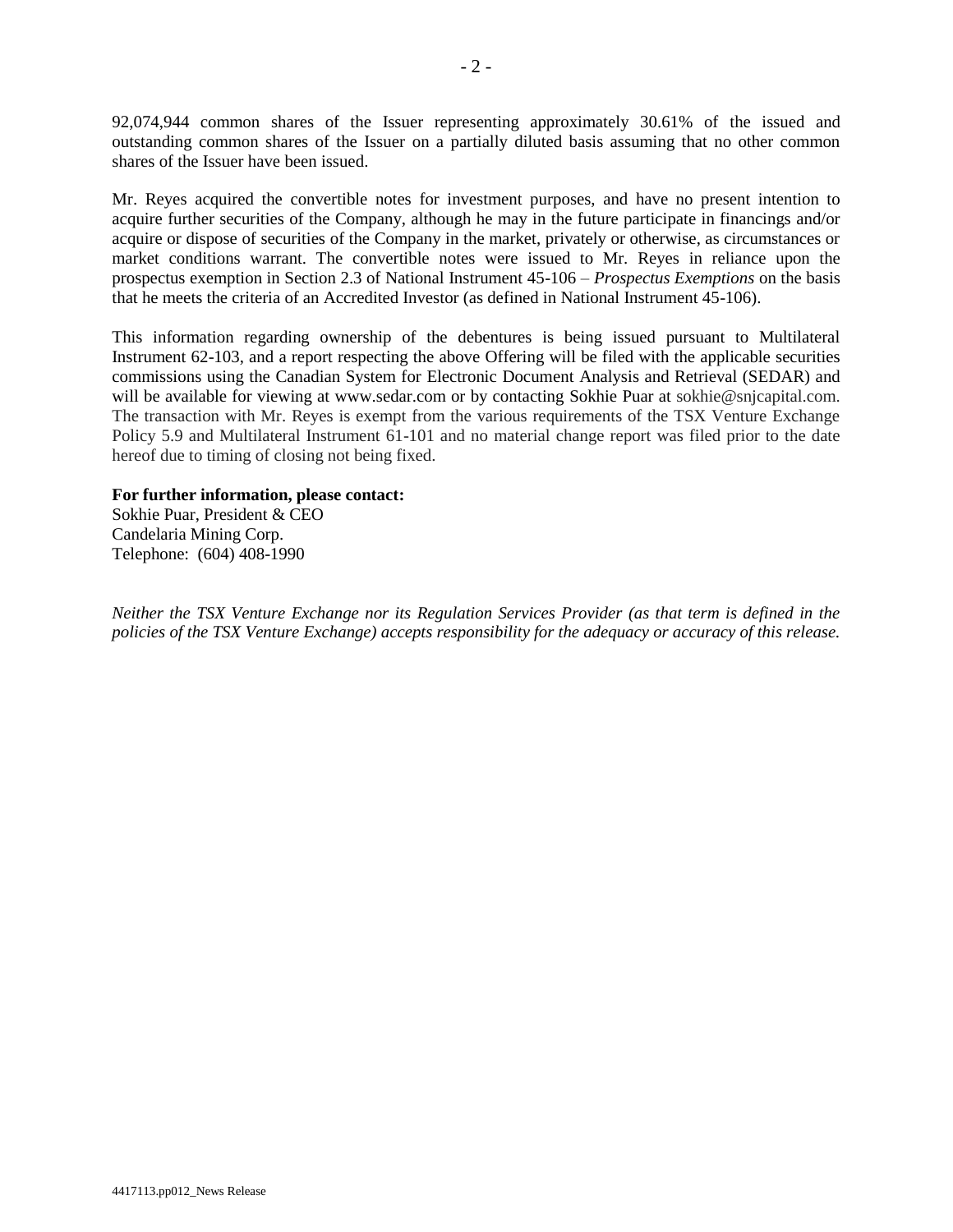92,074,944 common shares of the Issuer representing approximately 30.61% of the issued and outstanding common shares of the Issuer on a partially diluted basis assuming that no other common shares of the Issuer have been issued.

Mr. Reyes acquired the convertible notes for investment purposes, and have no present intention to acquire further securities of the Company, although he may in the future participate in financings and/or acquire or dispose of securities of the Company in the market, privately or otherwise, as circumstances or market conditions warrant. The convertible notes were issued to Mr. Reyes in reliance upon the prospectus exemption in Section 2.3 of National Instrument 45-106 – *Prospectus Exemptions* on the basis that he meets the criteria of an Accredited Investor (as defined in National Instrument 45-106).

This information regarding ownership of the debentures is being issued pursuant to Multilateral Instrument 62-103, and a report respecting the above Offering will be filed with the applicable securities commissions using the Canadian System for Electronic Document Analysis and Retrieval (SEDAR) and will be available for viewing at www.sedar.com or by contacting Sokhie Puar at sokhie@snjcapital.com. The transaction with Mr. Reyes is exempt from the various requirements of the TSX Venture Exchange Policy 5.9 and Multilateral Instrument 61-101 and no material change report was filed prior to the date hereof due to timing of closing not being fixed.

**For further information, please contact:**
Sokhie Puar, President & CEO
Candelaria Mining Corp.
Telephone: (604) 408-1990

*Neither the TSX Venture Exchange nor its Regulation Services Provider (as that term is defined in the policies of the TSX Venture Exchange) accepts responsibility for the adequacy or accuracy of this release.*

4417113.pp012_News Release